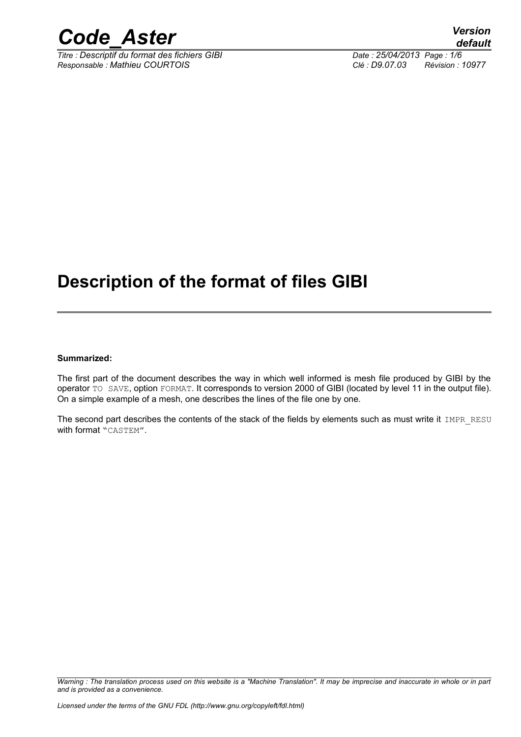# Description of the format of files GIBI

**Summarized:**

The first part of the document describes the way in which well informed is mesh file produced by GIBI by the operator TO SAVE, option FORMAT. It corresponds to version 2000 of GIBI (located by level 11 in the output file). On a simple example of a mesh, one describes the lines of the file one by one.

The second part describes the contents of the stack of the fields by elements such as must write it IMPR_RESU with format "CASTEM".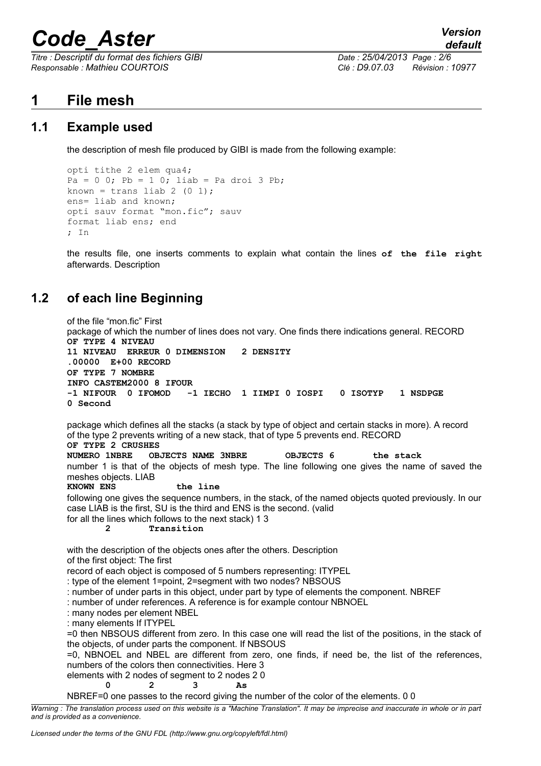# 1 File mesh

## 1.1 Example used

the description of mesh file produced by GIBI is made from the following example:

```
opti tithe 2 elem qua4;
Pa = 0 0; Pb = 1 0; liab = Pa droi 3 Pb;
known = trans liab 2 (0 1);
ens= liab and known;
opti sauv format "mon.fic"; sauv
format liab ens; end
; In
```

the results file, one inserts comments to explain what contain the lines **of the file right** afterwards. Description

## 1.2 of each line Beginning

of the file "mon.fic" First
package of which the number of lines does not vary. One finds there indications general. RECORD
**OF TYPE 4 NIVEAU**
**11 NIVEAU ERREUR 0 DIMENSION 2 DENSITY**
**.00000 E+00 RECORD**
**OF TYPE 7 NOMBRE**
**INFO CASTEM2000 8 IFOUR**
**-1 NIFOUR 0 IFOMOD -1 IECHO 1 IIMPI 0 IOSPI 0 ISOTYP 1 NSDPGE**
**0 Second**

package which defines all the stacks (a stack by type of object and certain stacks in more). A record of the type 2 prevents writing of a new stack, that of type 5 prevents end. RECORD
**OF TYPE 2 CRUSHES**
**NUMERO 1NBRE OBJECTS NAME 3NBRE OBJECTS 6 the stack**
number 1 is that of the objects of mesh type. The line following one gives the name of saved the meshes objects. LIAB
**KNOWN ENS the line**
following one gives the sequence numbers, in the stack, of the named objects quoted previously. In our case LIAB is the first, SU is the third and ENS is the second. (valid
for all the lines which follows to the next stack) 1 3
**2 Transition**

with the description of the objects ones after the others. Description
of the first object: The first
record of each object is composed of 5 numbers representing: ITYPEL
: type of the element 1=point, 2=segment with two nodes? NBSOUS
: number of under parts in this object, under part by type of elements the component. NBREF
: number of under references. A reference is for example contour NBNOEL
: many nodes per element NBEL
: many elements If ITYPEL
=0 then NBSOUS different from zero. In this case one will read the list of the positions, in the stack of the objects, of under parts the component. If NBSOUS
=0, NBNOEL and NBEL are different from zero, one finds, if need be, the list of the references, numbers of the colors then connectivities. Here 3
elements with 2 nodes of segment to 2 nodes 2 0
**0 2 3 As**
NBREF=0 one passes to the record giving the number of the color of the elements. 0 0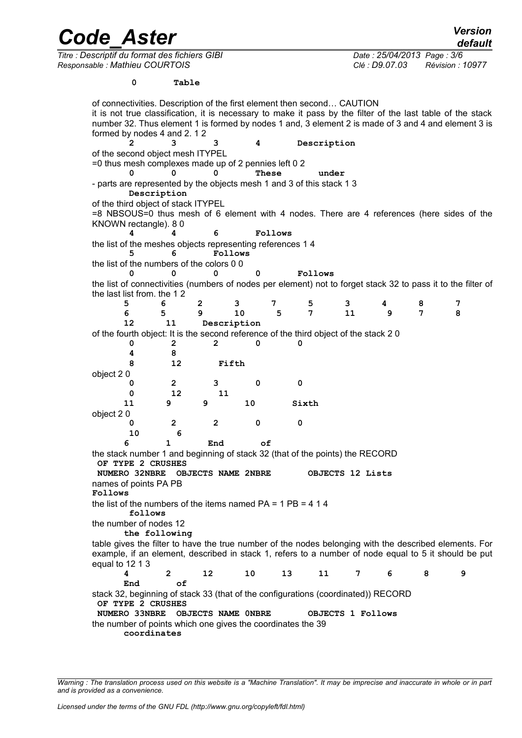**0 Table**

of connectivities. Description of the first element then second… CAUTION
it is not true classification, it is necessary to make it pass by the filter of the last table of the stack number 32. Thus element 1 is formed by nodes 1 and, 3 element 2 is made of 3 and 4 and element 3 is formed by nodes 4 and 2. 1 2

**2 3 3 4 Description**

of the second object mesh ITYPEL
=0 thus mesh complexes made up of 2 pennies left 0 2

**0 0 0 These under**

- parts are represented by the objects mesh 1 and 3 of this stack 1 3

**Description**

of the third object of stack ITYPEL
=8 NBSOUS=0 thus mesh of 6 element with 4 nodes. There are 4 references (here sides of the KNOWN rectangle). 8 0

**4 4 6 Follows**

the list of the meshes objects representing references 1 4

**5 6 Follows**

the list of the numbers of the colors 0 0

**0 0 0 0 Follows**

the list of connectivities (numbers of nodes per element) not to forget stack 32 to pass it to the filter of the last list from. the 1 2

```
   5      6      2      3      7      5      3      4      8      7
   6      5      9     10      5      7     11      9      7      8
  12     11    Description
```

of the fourth object: It is the second reference of the third object of the stack 2 0

```
   0      2      2      0      0
   4      8
   8     12     Fifth
```

object 2 0

```
   0      2      3      0      0
   0     12     11
  11      9      9     10     Sixth
```

object 2 0

```
   0      2      2      0      0
  10      6
   6      1     End    of
```

the stack number 1 and beginning of stack 32 (that of the points) the RECORD

**OF TYPE 2 CRUSHES**

**NUMERO 32NBRE OBJECTS NAME 2NBRE OBJECTS 12 Lists**

names of points PA PB

**Follows**

the list of the numbers of the items named PA = 1 PB = 4 1 4

**follows**

the number of nodes 12

**the following**

table gives the filter to have the true number of the nodes belonging with the described elements. For example, if an element, described in stack 1, refers to a number of node equal to 5 it should be put equal to 12 1 3

```
   4      2     12     10     13     11      7      6      8      9
  End    of
```

stack 32, beginning of stack 33 (that of the configurations (coordinated)) RECORD

**OF TYPE 2 CRUSHES**

**NUMERO 33NBRE OBJECTS NAME 0NBRE OBJECTS 1 Follows**

the number of points which one gives the coordinates the 39

**coordinates**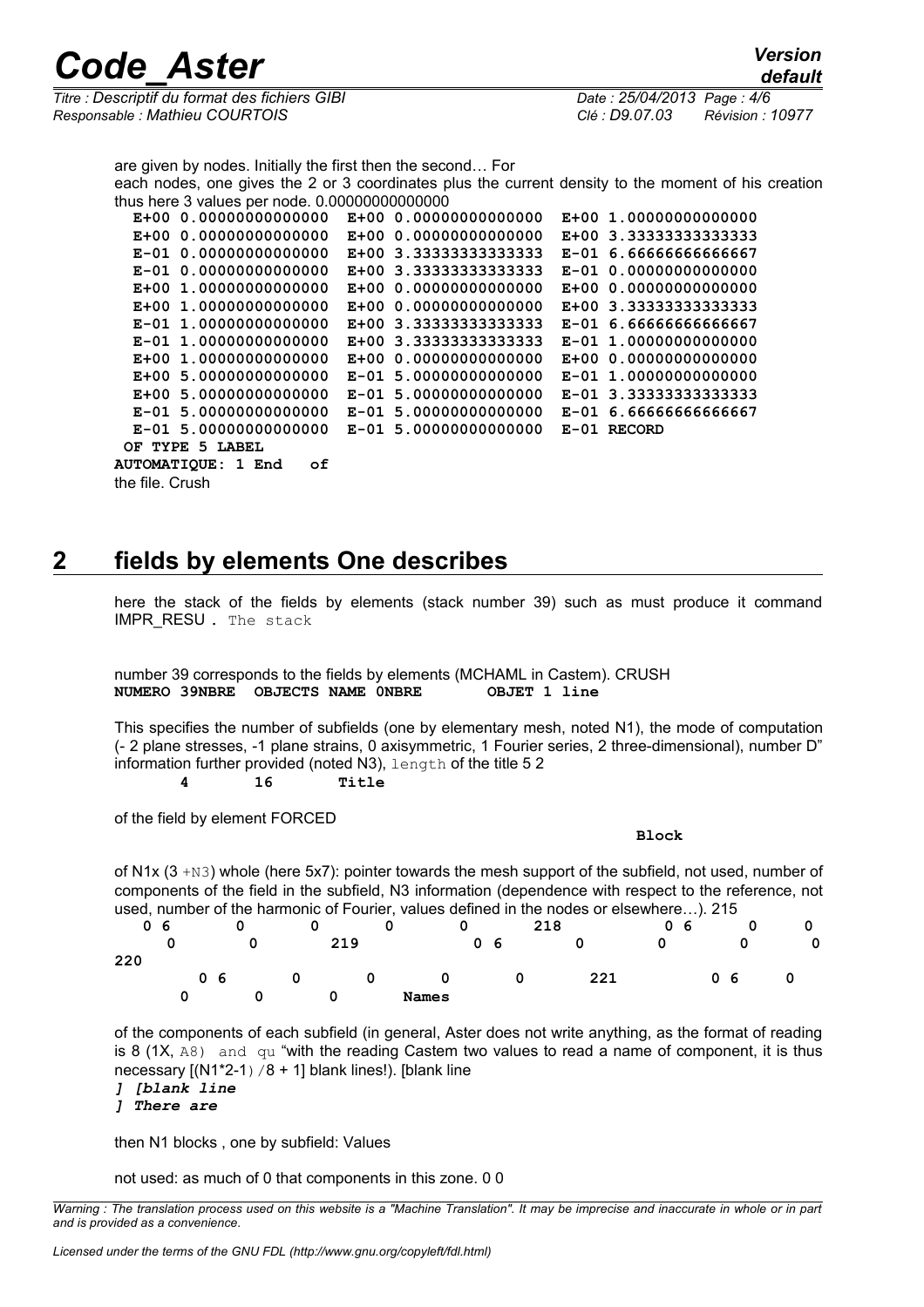are given by nodes. Initially the first then the second… For each nodes, one gives the 2 or 3 coordinates plus the current density to the moment of his creation thus here 3 values per node. 0.00000000000000

```
  E+00 0.00000000000000  E+00 0.00000000000000  E+00 1.00000000000000
  E+00 0.00000000000000  E+00 0.00000000000000  E+00 3.33333333333333
  E-01 0.00000000000000  E+00 3.33333333333333  E-01 6.66666666666667
  E-01 0.00000000000000  E+00 3.33333333333333  E-01 0.00000000000000
  E+00 1.00000000000000  E+00 0.00000000000000  E+00 0.00000000000000
  E+00 1.00000000000000  E+00 0.00000000000000  E+00 3.33333333333333
  E-01 1.00000000000000  E+00 3.33333333333333  E-01 6.66666666666667
  E-01 1.00000000000000  E+00 3.33333333333333  E-01 1.00000000000000
  E+00 1.00000000000000  E+00 0.00000000000000  E+00 0.00000000000000
  E+00 5.00000000000000  E-01 5.00000000000000  E-01 1.00000000000000
  E+00 5.00000000000000  E-01 5.00000000000000  E-01 3.33333333333333
  E-01 5.00000000000000  E-01 5.00000000000000  E-01 6.66666666666667
  E-01 5.00000000000000  E-01 5.00000000000000  E-01 RECORD
 OF TYPE 5 LABEL
AUTOMATIQUE: 1 End   of
```

the file. Crush

## 2 fields by elements One describes

here the stack of the fields by elements (stack number 39) such as must produce it command IMPR_RESU . The stack

number 39 corresponds to the fields by elements (MCHAML in Castem). CRUSH

```
NUMERO 39NBRE  OBJECTS NAME 0NBRE       OBJET 1 line
```

This specifies the number of subfields (one by elementary mesh, noted N1), the mode of computation (- 2 plane stresses, -1 plane strains, 0 axisymmetric, 1 Fourier series, 2 three-dimensional), number D" information further provided (noted N3), length of the title 5 2

```
       4        16        Title
```

of the field by element FORCED

**Block**

of N1x (3 +N3) whole (here 5x7): pointer towards the mesh support of the subfield, not used, number of components of the field in the subfield, N3 information (dependence with respect to the reference, not used, number of the harmonic of Fourier, values defined in the nodes or elsewhere…). 215

```
   0 6       0        0        0        0       218           0 6      0      0
     0        0        219            0 6       0         0         0        0
220
        0 6       0        0        0        0        221         0 6     0
       0        0        0        Names
```

of the components of each subfield (in general, Aster does not write anything, as the format of reading is 8 (1X, A8) and qu "with the reading Castem two values to read a name of component, it is thus necessary [(N1*2-1) /8 + 1] blank lines!). [blank line

*] [blank line*

*] There are*

then N1 blocks , one by subfield: Values

not used: as much of 0 that components in this zone. 0 0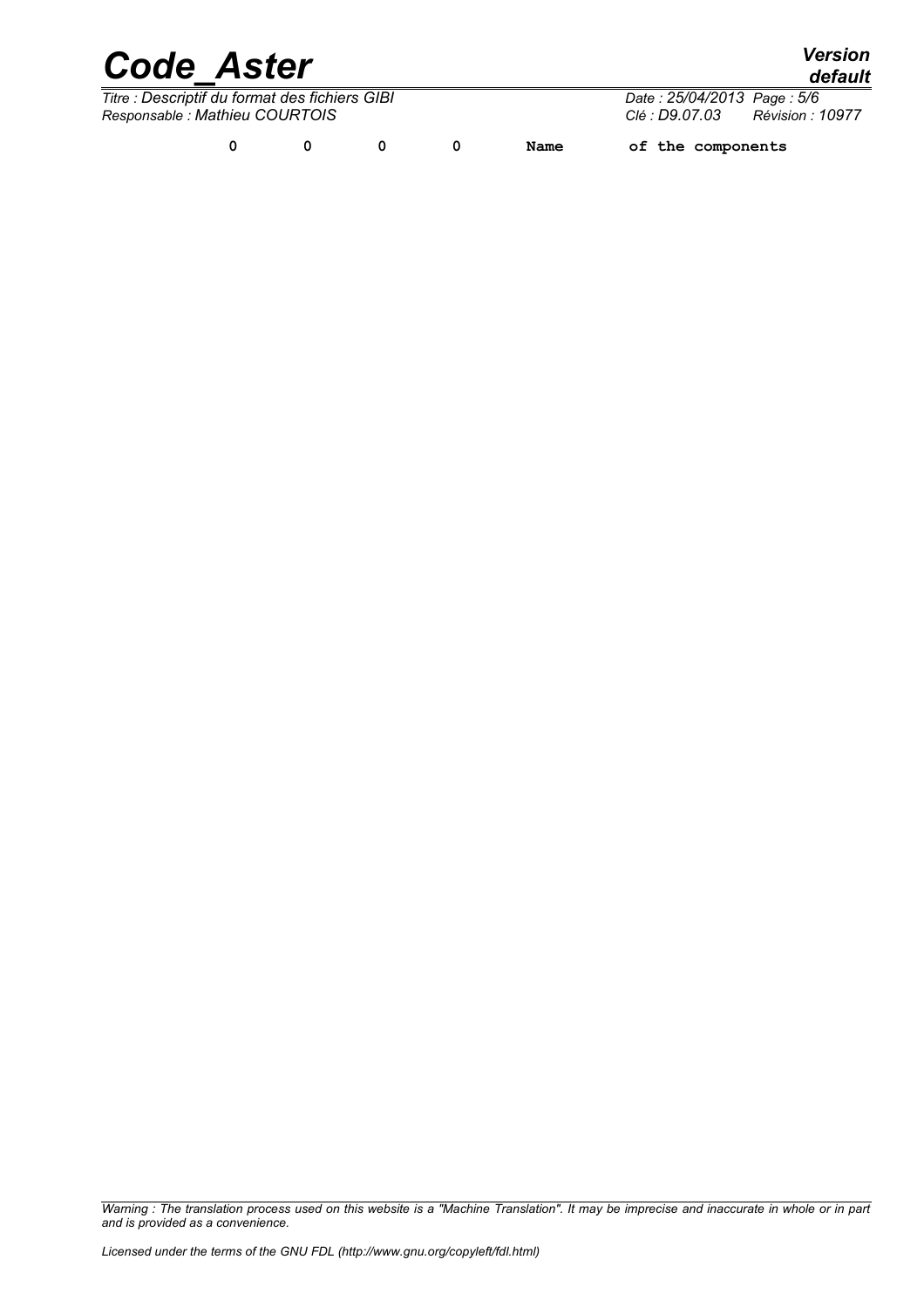```
      0        0        0        0          Name          of the components
```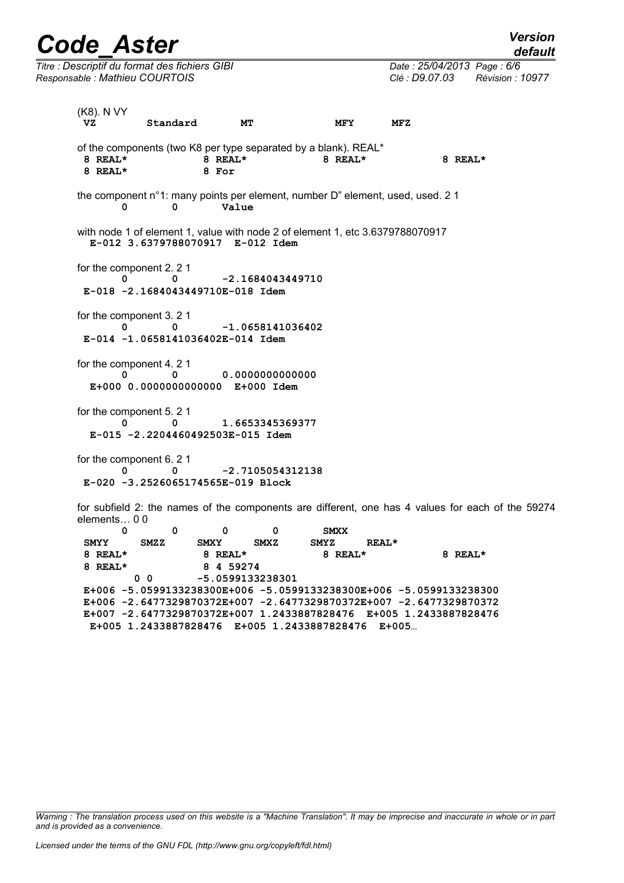(K8). N VY

**VZ Standard MT MFY MFZ**

of the components (two K8 per type separated by a blank). REAL*

**8 REAL* 8 REAL* 8 REAL* 8 REAL***
**8 REAL* 8 For**

the component n°1: many points per element, number D" element, used, used. 2 1

**0 0 Value**

with node 1 of element 1, value with node 2 of element 1, etc 3.6379788070917

**E-012 3.6379788070917 E-012 Idem**

for the component 2. 2 1

**0 0 -2.1684043449710**
**E-018 -2.1684043449710E-018 Idem**

for the component 3. 2 1

**0 0 -1.0658141036402**
**E-014 -1.0658141036402E-014 Idem**

for the component 4. 2 1

**0 0 0.0000000000000**
**E+000 0.0000000000000 E+000 Idem**

for the component 5. 2 1

**0 0 1.6653345369377**
**E-015 -2.2204460492503E-015 Idem**

for the component 6. 2 1

**0 0 -2.7105054312138**
**E-020 -3.2526065174565E-019 Block**

for subfield 2: the names of the components are different, one has 4 values for each of the 59274 elements… 0 0

```
     0       0       0       0       SMXX
 SMYY    SMZZ    SMXY    SMXZ    SMYZ    REAL*
 8 REAL*         8 REAL*         8 REAL*          8 REAL*
 8 REAL*         8 4 59274
       0 0      -5.0599133238301
 E+006 -5.0599133238300E+006 -5.0599133238300E+006 -5.0599133238300
 E+006 -2.6477329870372E+007 -2.6477329870372E+007 -2.6477329870372
 E+007 -2.6477329870372E+007 1.2433887828476  E+005 1.2433887828476
  E+005 1.2433887828476  E+005 1.2433887828476  E+005…
```